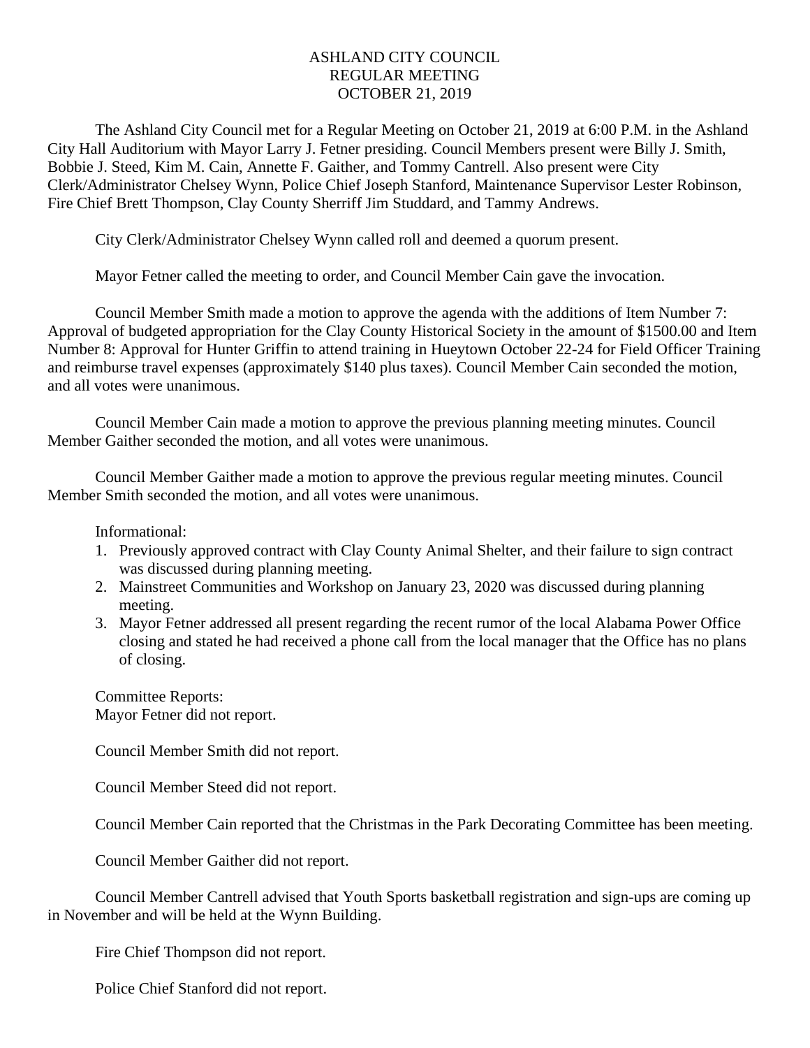ASHLAND CITY COUNCIL
REGULAR MEETING
OCTOBER 21, 2019

The Ashland City Council met for a Regular Meeting on October 21, 2019 at 6:00 P.M. in the Ashland City Hall Auditorium with Mayor Larry J. Fetner presiding. Council Members present were Billy J. Smith, Bobbie J. Steed, Kim M. Cain, Annette F. Gaither, and Tommy Cantrell. Also present were City Clerk/Administrator Chelsey Wynn, Police Chief Joseph Stanford, Maintenance Supervisor Lester Robinson, Fire Chief Brett Thompson, Clay County Sherriff Jim Studdard, and Tammy Andrews.

City Clerk/Administrator Chelsey Wynn called roll and deemed a quorum present.

Mayor Fetner called the meeting to order, and Council Member Cain gave the invocation.

Council Member Smith made a motion to approve the agenda with the additions of Item Number 7: Approval of budgeted appropriation for the Clay County Historical Society in the amount of $1500.00 and Item Number 8: Approval for Hunter Griffin to attend training in Hueytown October 22-24 for Field Officer Training and reimburse travel expenses (approximately $140 plus taxes). Council Member Cain seconded the motion, and all votes were unanimous.

Council Member Cain made a motion to approve the previous planning meeting minutes. Council Member Gaither seconded the motion, and all votes were unanimous.

Council Member Gaither made a motion to approve the previous regular meeting minutes. Council Member Smith seconded the motion, and all votes were unanimous.

Informational:

1. Previously approved contract with Clay County Animal Shelter, and their failure to sign contract was discussed during planning meeting.
2. Mainstreet Communities and Workshop on January 23, 2020 was discussed during planning meeting.
3. Mayor Fetner addressed all present regarding the recent rumor of the local Alabama Power Office closing and stated he had received a phone call from the local manager that the Office has no plans of closing.

Committee Reports:
Mayor Fetner did not report.

Council Member Smith did not report.

Council Member Steed did not report.

Council Member Cain reported that the Christmas in the Park Decorating Committee has been meeting.

Council Member Gaither did not report.

Council Member Cantrell advised that Youth Sports basketball registration and sign-ups are coming up in November and will be held at the Wynn Building.

Fire Chief Thompson did not report.

Police Chief Stanford did not report.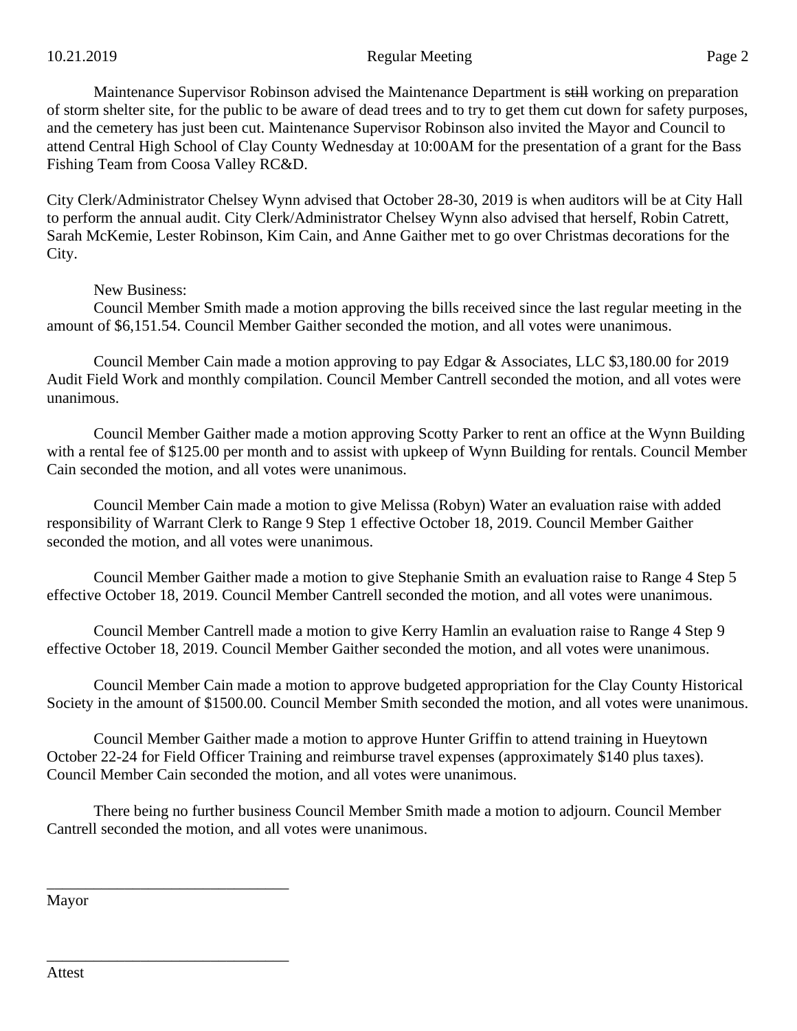Maintenance Supervisor Robinson advised the Maintenance Department is ~~still~~ working on preparation of storm shelter site, for the public to be aware of dead trees and to try to get them cut down for safety purposes, and the cemetery has just been cut. Maintenance Supervisor Robinson also invited the Mayor and Council to attend Central High School of Clay County Wednesday at 10:00AM for the presentation of a grant for the Bass Fishing Team from Coosa Valley RC&D.

City Clerk/Administrator Chelsey Wynn advised that October 28-30, 2019 is when auditors will be at City Hall to perform the annual audit. City Clerk/Administrator Chelsey Wynn also advised that herself, Robin Catrett, Sarah McKemie, Lester Robinson, Kim Cain, and Anne Gaither met to go over Christmas decorations for the City.

New Business:

Council Member Smith made a motion approving the bills received since the last regular meeting in the amount of $6,151.54. Council Member Gaither seconded the motion, and all votes were unanimous.

Council Member Cain made a motion approving to pay Edgar & Associates, LLC $3,180.00 for 2019 Audit Field Work and monthly compilation. Council Member Cantrell seconded the motion, and all votes were unanimous.

Council Member Gaither made a motion approving Scotty Parker to rent an office at the Wynn Building with a rental fee of $125.00 per month and to assist with upkeep of Wynn Building for rentals. Council Member Cain seconded the motion, and all votes were unanimous.

Council Member Cain made a motion to give Melissa (Robyn) Water an evaluation raise with added responsibility of Warrant Clerk to Range 9 Step 1 effective October 18, 2019. Council Member Gaither seconded the motion, and all votes were unanimous.

Council Member Gaither made a motion to give Stephanie Smith an evaluation raise to Range 4 Step 5 effective October 18, 2019. Council Member Cantrell seconded the motion, and all votes were unanimous.

Council Member Cantrell made a motion to give Kerry Hamlin an evaluation raise to Range 4 Step 9 effective October 18, 2019. Council Member Gaither seconded the motion, and all votes were unanimous.

Council Member Cain made a motion to approve budgeted appropriation for the Clay County Historical Society in the amount of $1500.00. Council Member Smith seconded the motion, and all votes were unanimous.

Council Member Gaither made a motion to approve Hunter Griffin to attend training in Hueytown October 22-24 for Field Officer Training and reimburse travel expenses (approximately $140 plus taxes). Council Member Cain seconded the motion, and all votes were unanimous.

There being no further business Council Member Smith made a motion to adjourn. Council Member Cantrell seconded the motion, and all votes were unanimous.

_______________________________
Mayor

_______________________________
Attest